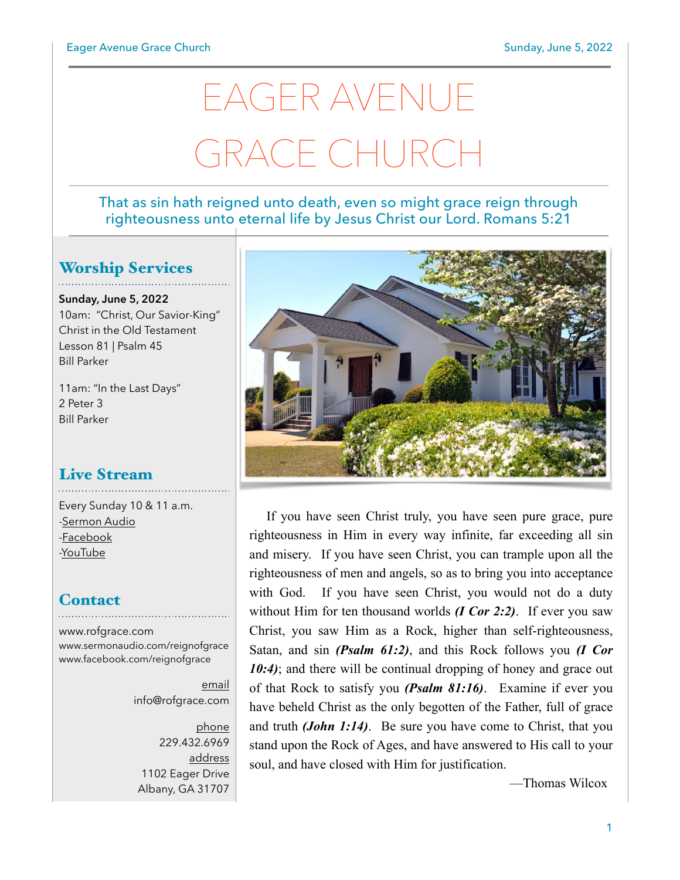# EAGER AVENUE GRACE CHURCH

That as sin hath reigned unto death, even so might grace reign through righteousness unto eternal life by Jesus Christ our Lord. Romans 5:21

## Worship Services

**Sunday, June 5, 2022**
10am: "Christ, Our Savior-King"
Christ in the Old Testament
Lesson 81 | Psalm 45
Bill Parker

11am: "In the Last Days"
2 Peter 3
Bill Parker

## Live Stream

Every Sunday 10 & 11 a.m.
-Sermon Audio
-Facebook
-YouTube

## Contact

www.rofgrace.com
www.sermonaudio.com/reignofgrace
www.facebook.com/reignofgrace

email
info@rofgrace.com

phone
229.432.6969

address
1102 Eager Drive
Albany, GA 31707

If you have seen Christ truly, you have seen pure grace, pure righteousness in Him in every way infinite, far exceeding all sin and misery. If you have seen Christ, you can trample upon all the righteousness of men and angels, so as to bring you into acceptance with God. If you have seen Christ, you would not do a duty without Him for ten thousand worlds ***(I Cor 2:2)***. If ever you saw Christ, you saw Him as a Rock, higher than self-righteousness, Satan, and sin ***(Psalm 61:2)***, and this Rock follows you ***(I Cor 10:4)***; and there will be continual dropping of honey and grace out of that Rock to satisfy you ***(Psalm 81:16)***. Examine if ever you have beheld Christ as the only begotten of the Father, full of grace and truth ***(John 1:14)***. Be sure you have come to Christ, that you stand upon the Rock of Ages, and have answered to His call to your soul, and have closed with Him for justification.

—Thomas Wilcox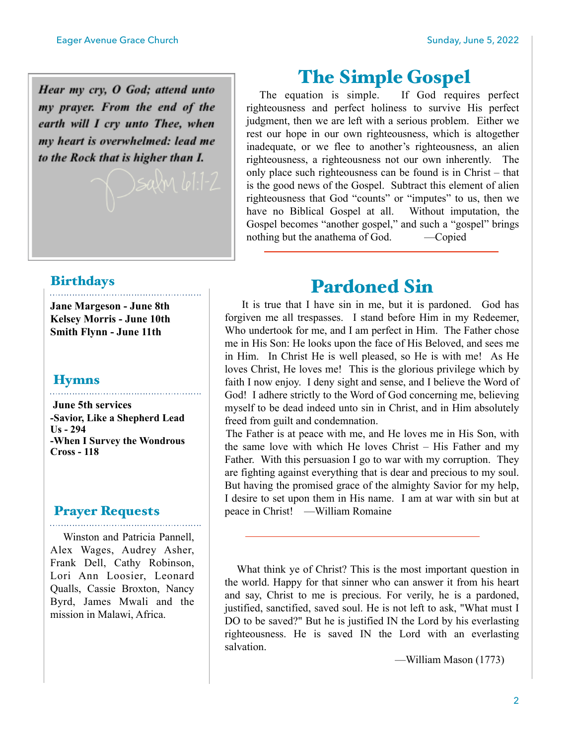*Hear my cry, O God; attend unto my prayer. From the end of the earth will I cry unto Thee, when my heart is overwhelmed: lead me to the Rock that is higher than I.*

Psalm 61:1-2

# The Simple Gospel

The equation is simple. If God requires perfect righteousness and perfect holiness to survive His perfect judgment, then we are left with a serious problem. Either we rest our hope in our own righteousness, which is altogether inadequate, or we flee to another's righteousness, an alien righteousness, a righteousness not our own inherently. The only place such righteousness can be found is in Christ – that is the good news of the Gospel. Subtract this element of alien righteousness that God "counts" or "imputes" to us, then we have no Biblical Gospel at all. Without imputation, the Gospel becomes "another gospel," and such a "gospel" brings nothing but the anathema of God. —Copied

## Birthdays

**Jane Margeson - June 8th**
**Kelsey Morris - June 10th**
**Smith Flynn - June 11th**

## Hymns

**June 5th services**
**-Savior, Like a Shepherd Lead Us - 294**
**-When I Survey the Wondrous Cross - 118**

## Prayer Requests

Winston and Patricia Pannell, Alex Wages, Audrey Asher, Frank Dell, Cathy Robinson, Lori Ann Loosier, Leonard Qualls, Cassie Broxton, Nancy Byrd, James Mwali and the mission in Malawi, Africa.

# Pardoned Sin

It is true that I have sin in me, but it is pardoned. God has forgiven me all trespasses. I stand before Him in my Redeemer, Who undertook for me, and I am perfect in Him. The Father chose me in His Son: He looks upon the face of His Beloved, and sees me in Him. In Christ He is well pleased, so He is with me! As He loves Christ, He loves me! This is the glorious privilege which by faith I now enjoy. I deny sight and sense, and I believe the Word of God! I adhere strictly to the Word of God concerning me, believing myself to be dead indeed unto sin in Christ, and in Him absolutely freed from guilt and condemnation.

The Father is at peace with me, and He loves me in His Son, with the same love with which He loves Christ – His Father and my Father. With this persuasion I go to war with my corruption. They are fighting against everything that is dear and precious to my soul. But having the promised grace of the almighty Savior for my help, I desire to set upon them in His name. I am at war with sin but at peace in Christ! —William Romaine

What think ye of Christ? This is the most important question in the world. Happy for that sinner who can answer it from his heart and say, Christ to me is precious. For verily, he is a pardoned, justified, sanctified, saved soul. He is not left to ask, "What must I DO to be saved?" But he is justified IN the Lord by his everlasting righteousness. He is saved IN the Lord with an everlasting salvation.

—William Mason (1773)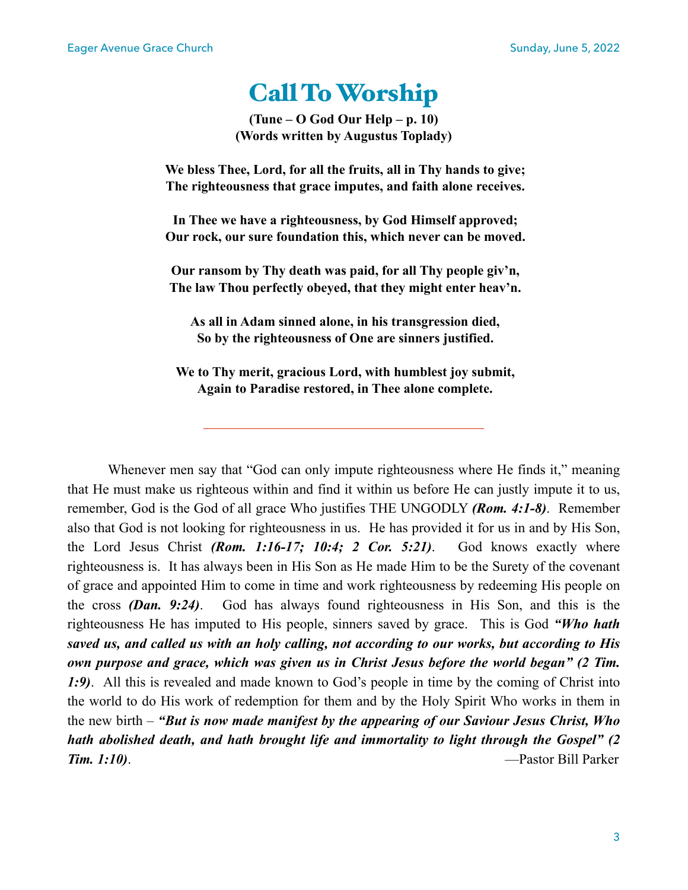# Call To Worship

**(Tune – O God Our Help – p. 10)**
**(Words written by Augustus Toplady)**

**We bless Thee, Lord, for all the fruits, all in Thy hands to give;**
**The righteousness that grace imputes, and faith alone receives.**

**In Thee we have a righteousness, by God Himself approved;**
**Our rock, our sure foundation this, which never can be moved.**

**Our ransom by Thy death was paid, for all Thy people giv'n,**
**The law Thou perfectly obeyed, that they might enter heav'n.**

**As all in Adam sinned alone, in his transgression died,**
**So by the righteousness of One are sinners justified.**

**We to Thy merit, gracious Lord, with humblest joy submit,**
**Again to Paradise restored, in Thee alone complete.**

---

Whenever men say that "God can only impute righteousness where He finds it," meaning that He must make us righteous within and find it within us before He can justly impute it to us, remember, God is the God of all grace Who justifies THE UNGODLY ***(Rom. 4:1-8)***. Remember also that God is not looking for righteousness in us. He has provided it for us in and by His Son, the Lord Jesus Christ ***(Rom. 1:16-17; 10:4; 2 Cor. 5:21)***. God knows exactly where righteousness is. It has always been in His Son as He made Him to be the Surety of the covenant of grace and appointed Him to come in time and work righteousness by redeeming His people on the cross ***(Dan. 9:24)***. God has always found righteousness in His Son, and this is the righteousness He has imputed to His people, sinners saved by grace. This is God ***"Who hath saved us, and called us with an holy calling, not according to our works, but according to His own purpose and grace, which was given us in Christ Jesus before the world began" (2 Tim. 1:9)***. All this is revealed and made known to God's people in time by the coming of Christ into the world to do His work of redemption for them and by the Holy Spirit Who works in them in the new birth – ***"But is now made manifest by the appearing of our Saviour Jesus Christ, Who hath abolished death, and hath brought life and immortality to light through the Gospel" (2 Tim. 1:10)***. —Pastor Bill Parker